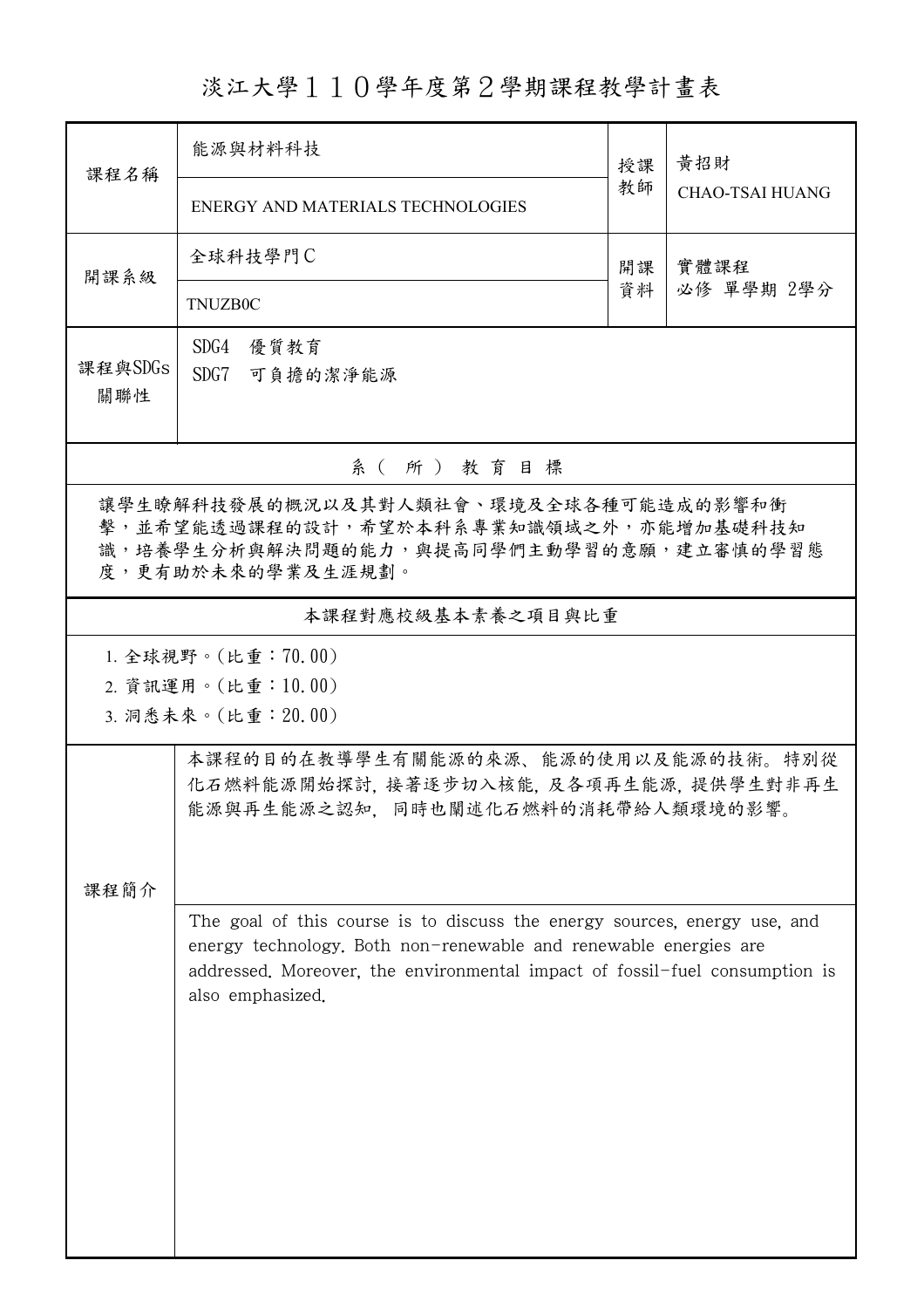# 淡江大學１１０學年度第２學期課程教學計畫表

| 課程名稱 | 能源與材料科技<br>ENERGY AND MATERIALS TECHNOLOGIES | 授課教師 | 黃招財<br>CHAO-TSAI HUANG |
|---|---|---|---|
| 開課系級 | 全球科技學門C<br>TNUZB0C | 開課資料 | 實體課程<br>必修 單學期 2學分 |
| 課程與SDGs關聯性 | SDG4　優質教育<br>SDG7　可負擔的潔淨能源 | | |

## 系（所）教育目標

讓學生瞭解科技發展的概況以及其對人類社會、環境及全球各種可能造成的影響和衝擊，並希望能透過課程的設計，希望於本科系專業知識領域之外，亦能增加基礎科技知識，培養學生分析與解決問題的能力，與提高同學們主動學習的意願，建立審慎的學習態度，更有助於未來的學業及生涯規劃。

## 本課程對應校級基本素養之項目與比重

1. 全球視野。(比重：70.00)
2. 資訊運用。(比重：10.00)
3. 洞悉未來。(比重：20.00)

## 課程簡介

本課程的目的在教導學生有關能源的來源、能源的使用以及能源的技術。特別從化石燃料能源開始探討，接著逐步切入核能，及各項再生能源，提供學生對非再生能源與再生能源之認知，同時也闡述化石燃料的消耗帶給人類環境的影響。

The goal of this course is to discuss the energy sources, energy use, and energy technology. Both non-renewable and renewable energies are addressed. Moreover, the environmental impact of fossil-fuel consumption is also emphasized.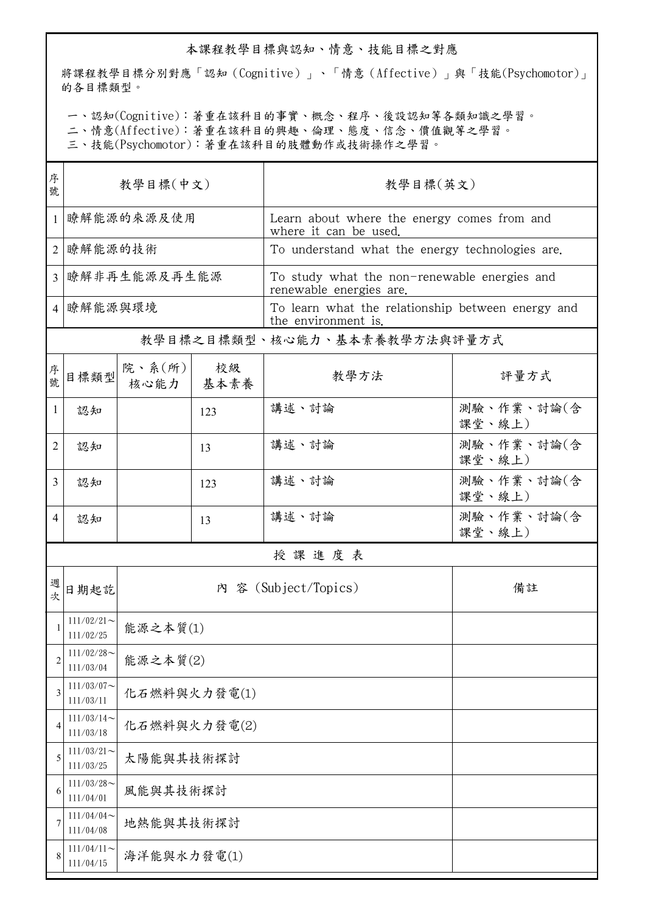## 本課程教學目標與認知、情意、技能目標之對應

將課程教學目標分別對應「認知（Cognitive）」、「情意（Affective）」與「技能(Psychomotor)」的各目標類型。

一、認知(Cognitive)：著重在該科目的事實、概念、程序、後設認知等各類知識之學習。
二、情意(Affective)：著重在該科目的興趣、倫理、態度、信念、價值觀等之學習。
三、技能(Psychomotor)：著重在該科目的肢體動作或技術操作之學習。

| 序號 | 教學目標(中文) | 教學目標(英文) |
|---|---|---|
| 1 | 瞭解能源的來源及使用 | Learn about where the energy comes from and where it can be used. |
| 2 | 瞭解能源的技術 | To understand what the energy technologies are. |
| 3 | 瞭解非再生能源及再生能源 | To study what the non-renewable energies and renewable energies are. |
| 4 | 瞭解能源與環境 | To learn what the relationship between energy and the environment is. |

## 教學目標之目標類型、核心能力、基本素養教學方法與評量方式

| 序號 | 目標類型 | 院、系(所)核心能力 | 校級基本素養 | 教學方法 | 評量方式 |
|---|---|---|---|---|---|
| 1 | 認知 | | 123 | 講述、討論 | 測驗、作業、討論(含課堂、線上) |
| 2 | 認知 | | 13 | 講述、討論 | 測驗、作業、討論(含課堂、線上) |
| 3 | 認知 | | 123 | 講述、討論 | 測驗、作業、討論(含課堂、線上) |
| 4 | 認知 | | 13 | 講述、討論 | 測驗、作業、討論(含課堂、線上) |

## 授 課 進 度 表

| 週次 | 日期起訖 | 內 容 (Subject/Topics) | 備註 |
|---|---|---|---|
| 1 | 111/02/21～111/02/25 | 能源之本質(1) | |
| 2 | 111/02/28～111/03/04 | 能源之本質(2) | |
| 3 | 111/03/07～111/03/11 | 化石燃料與火力發電(1) | |
| 4 | 111/03/14～111/03/18 | 化石燃料與火力發電(2) | |
| 5 | 111/03/21～111/03/25 | 太陽能與其技術探討 | |
| 6 | 111/03/28～111/04/01 | 風能與其技術探討 | |
| 7 | 111/04/04～111/04/08 | 地熱能與其技術探討 | |
| 8 | 111/04/11～111/04/15 | 海洋能與水力發電(1) | |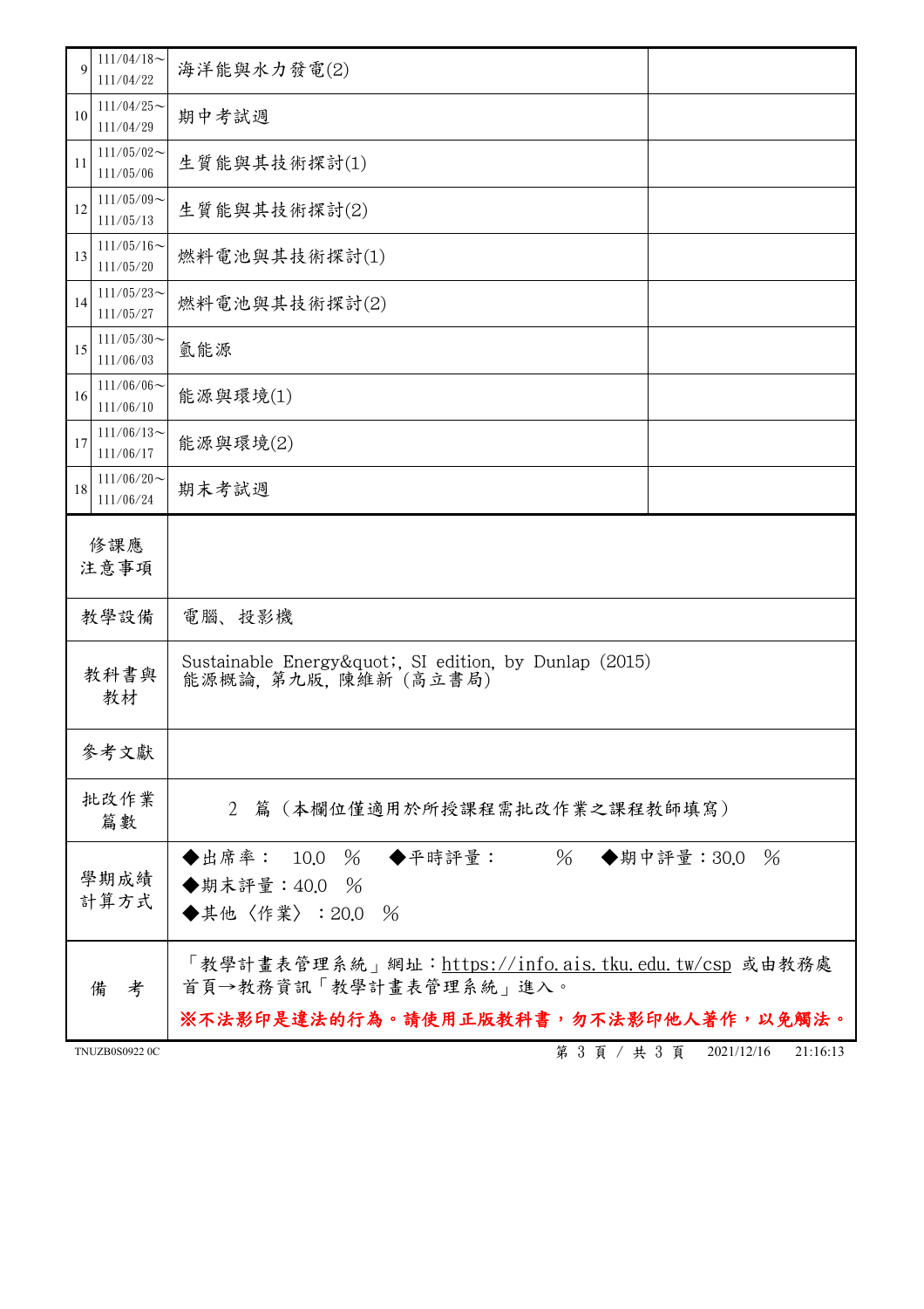| | | | |
|---|---|---|---|
| 9 | 111/04/18～111/04/22 | 海洋能與水力發電(2) | |
| 10 | 111/04/25～111/04/29 | 期中考試週 | |
| 11 | 111/05/02～111/05/06 | 生質能與其技術探討(1) | |
| 12 | 111/05/09～111/05/13 | 生質能與其技術探討(2) | |
| 13 | 111/05/16～111/05/20 | 燃料電池與其技術探討(1) | |
| 14 | 111/05/23～111/05/27 | 燃料電池與其技術探討(2) | |
| 15 | 111/05/30～111/06/03 | 氫能源 | |
| 16 | 111/06/06～111/06/10 | 能源與環境(1) | |
| 17 | 111/06/13～111/06/17 | 能源與環境(2) | |
| 18 | 111/06/20～111/06/24 | 期末考試週 | |

| | |
|---|---|
| 修課應注意事項 | |
| 教學設備 | 電腦、投影機 |
| 教科書與教材 | Sustainable Energy&quot;, SI edition, by Dunlap (2015)<br>能源概論, 第九版, 陳維新 (高立書局) |
| 參考文獻 | |
| 批改作業篇數 | 2 篇（本欄位僅適用於所授課程需批改作業之課程教師填寫） |
| 學期成績計算方式 | ◆出席率： 10.0 %　◆平時評量：　%　◆期中評量：30.0 %<br>◆期末評量：40.0 %<br>◆其他〈作業〉：20.0 % |
| 備　考 | 「教學計畫表管理系統」網址：https://info.ais.tku.edu.tw/csp 或由教務處首頁→教務資訊「教學計畫表管理系統」進入。<br>**※不法影印是違法的行為。請使用正版教科書，勿不法影印他人著作，以免觸法。** |

TNUZB0S0922 0C　　2021/12/16　21:16:13